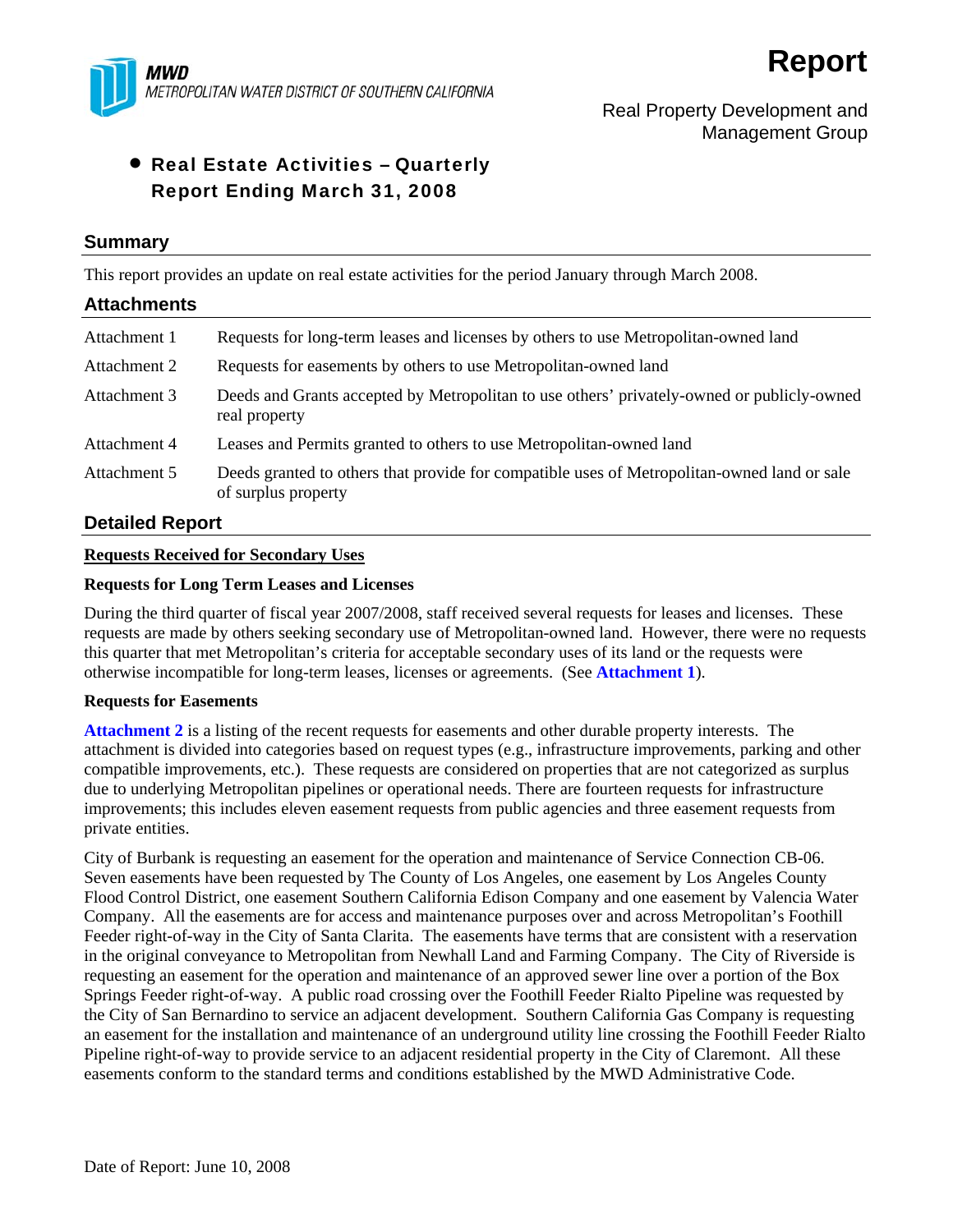MWD
METROPOLITAN WATER DISTRICT OF SOUTHERN CALIFORNIA

# Report

Real Property Development and Management Group

- **Real Estate Activities – Quarterly Report Ending March 31, 2008**

## Summary

This report provides an update on real estate activities for the period January through March 2008.

## Attachments

| | |
|---|---|
| Attachment 1 | Requests for long-term leases and licenses by others to use Metropolitan-owned land |
| Attachment 2 | Requests for easements by others to use Metropolitan-owned land |
| Attachment 3 | Deeds and Grants accepted by Metropolitan to use others' privately-owned or publicly-owned real property |
| Attachment 4 | Leases and Permits granted to others to use Metropolitan-owned land |
| Attachment 5 | Deeds granted to others that provide for compatible uses of Metropolitan-owned land or sale of surplus property |

## Detailed Report

**Requests Received for Secondary Uses**

**Requests for Long Term Leases and Licenses**

During the third quarter of fiscal year 2007/2008, staff received several requests for leases and licenses. These requests are made by others seeking secondary use of Metropolitan-owned land. However, there were no requests this quarter that met Metropolitan's criteria for acceptable secondary uses of its land or the requests were otherwise incompatible for long-term leases, licenses or agreements. (See **Attachment 1**).

**Requests for Easements**

**Attachment 2** is a listing of the recent requests for easements and other durable property interests. The attachment is divided into categories based on request types (e.g., infrastructure improvements, parking and other compatible improvements, etc.). These requests are considered on properties that are not categorized as surplus due to underlying Metropolitan pipelines or operational needs. There are fourteen requests for infrastructure improvements; this includes eleven easement requests from public agencies and three easement requests from private entities.

City of Burbank is requesting an easement for the operation and maintenance of Service Connection CB-06. Seven easements have been requested by The County of Los Angeles, one easement by Los Angeles County Flood Control District, one easement Southern California Edison Company and one easement by Valencia Water Company. All the easements are for access and maintenance purposes over and across Metropolitan's Foothill Feeder right-of-way in the City of Santa Clarita. The easements have terms that are consistent with a reservation in the original conveyance to Metropolitan from Newhall Land and Farming Company. The City of Riverside is requesting an easement for the operation and maintenance of an approved sewer line over a portion of the Box Springs Feeder right-of-way. A public road crossing over the Foothill Feeder Rialto Pipeline was requested by the City of San Bernardino to service an adjacent development. Southern California Gas Company is requesting an easement for the installation and maintenance of an underground utility line crossing the Foothill Feeder Rialto Pipeline right-of-way to provide service to an adjacent residential property in the City of Claremont. All these easements conform to the standard terms and conditions established by the MWD Administrative Code.

Date of Report: June 10, 2008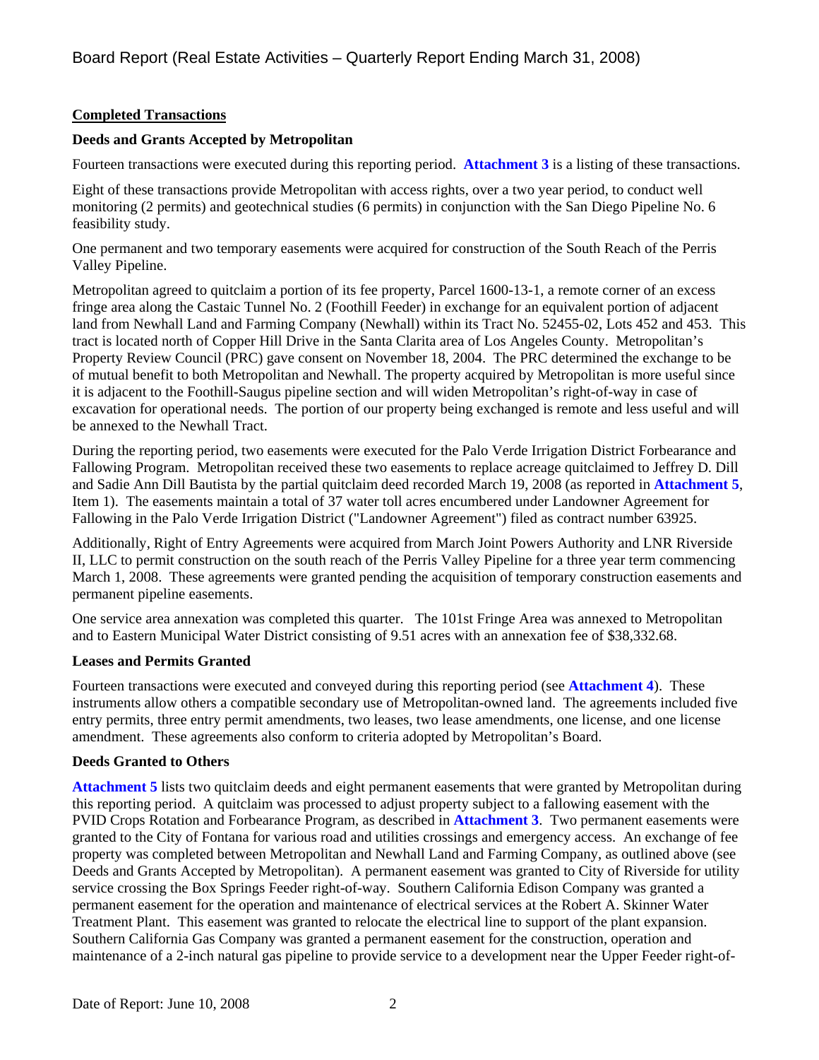**Completed Transactions**

**Deeds and Grants Accepted by Metropolitan**

Fourteen transactions were executed during this reporting period. **Attachment 3** is a listing of these transactions.

Eight of these transactions provide Metropolitan with access rights, over a two year period, to conduct well monitoring (2 permits) and geotechnical studies (6 permits) in conjunction with the San Diego Pipeline No. 6 feasibility study.

One permanent and two temporary easements were acquired for construction of the South Reach of the Perris Valley Pipeline.

Metropolitan agreed to quitclaim a portion of its fee property, Parcel 1600-13-1, a remote corner of an excess fringe area along the Castaic Tunnel No. 2 (Foothill Feeder) in exchange for an equivalent portion of adjacent land from Newhall Land and Farming Company (Newhall) within its Tract No. 52455-02, Lots 452 and 453. This tract is located north of Copper Hill Drive in the Santa Clarita area of Los Angeles County. Metropolitan's Property Review Council (PRC) gave consent on November 18, 2004. The PRC determined the exchange to be of mutual benefit to both Metropolitan and Newhall. The property acquired by Metropolitan is more useful since it is adjacent to the Foothill-Saugus pipeline section and will widen Metropolitan's right-of-way in case of excavation for operational needs. The portion of our property being exchanged is remote and less useful and will be annexed to the Newhall Tract.

During the reporting period, two easements were executed for the Palo Verde Irrigation District Forbearance and Fallowing Program. Metropolitan received these two easements to replace acreage quitclaimed to Jeffrey D. Dill and Sadie Ann Dill Bautista by the partial quitclaim deed recorded March 19, 2008 (as reported in **Attachment 5**, Item 1). The easements maintain a total of 37 water toll acres encumbered under Landowner Agreement for Fallowing in the Palo Verde Irrigation District ("Landowner Agreement") filed as contract number 63925.

Additionally, Right of Entry Agreements were acquired from March Joint Powers Authority and LNR Riverside II, LLC to permit construction on the south reach of the Perris Valley Pipeline for a three year term commencing March 1, 2008. These agreements were granted pending the acquisition of temporary construction easements and permanent pipeline easements.

One service area annexation was completed this quarter. The 101st Fringe Area was annexed to Metropolitan and to Eastern Municipal Water District consisting of 9.51 acres with an annexation fee of $38,332.68.

**Leases and Permits Granted**

Fourteen transactions were executed and conveyed during this reporting period (see **Attachment 4**). These instruments allow others a compatible secondary use of Metropolitan-owned land. The agreements included five entry permits, three entry permit amendments, two leases, two lease amendments, one license, and one license amendment. These agreements also conform to criteria adopted by Metropolitan's Board.

**Deeds Granted to Others**

**Attachment 5** lists two quitclaim deeds and eight permanent easements that were granted by Metropolitan during this reporting period. A quitclaim was processed to adjust property subject to a fallowing easement with the PVID Crops Rotation and Forbearance Program, as described in **Attachment 3**. Two permanent easements were granted to the City of Fontana for various road and utilities crossings and emergency access. An exchange of fee property was completed between Metropolitan and Newhall Land and Farming Company, as outlined above (see Deeds and Grants Accepted by Metropolitan). A permanent easement was granted to City of Riverside for utility service crossing the Box Springs Feeder right-of-way. Southern California Edison Company was granted a permanent easement for the operation and maintenance of electrical services at the Robert A. Skinner Water Treatment Plant. This easement was granted to relocate the electrical line to support of the plant expansion. Southern California Gas Company was granted a permanent easement for the construction, operation and maintenance of a 2-inch natural gas pipeline to provide service to a development near the Upper Feeder right-of-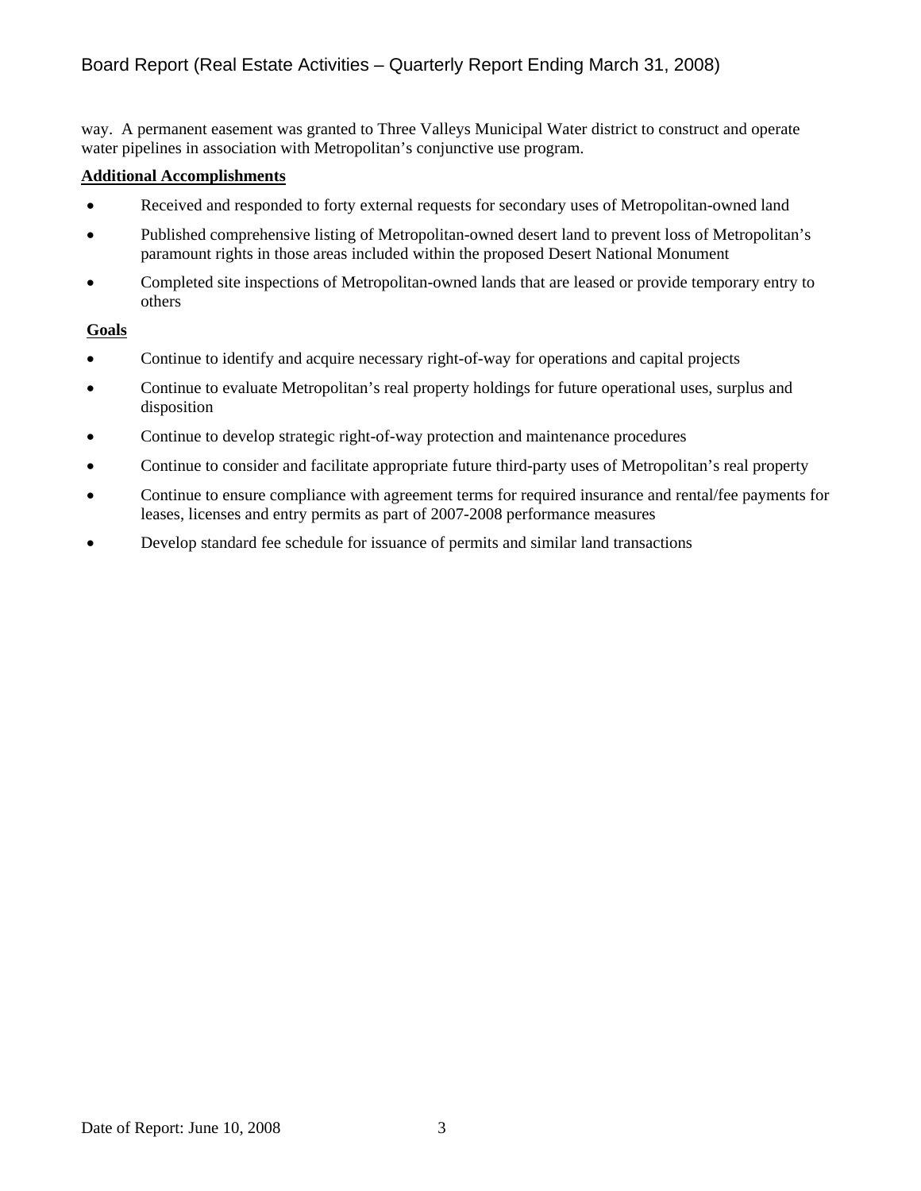way. A permanent easement was granted to Three Valleys Municipal Water district to construct and operate water pipelines in association with Metropolitan's conjunctive use program.

**Additional Accomplishments**

- Received and responded to forty external requests for secondary uses of Metropolitan-owned land
- Published comprehensive listing of Metropolitan-owned desert land to prevent loss of Metropolitan's paramount rights in those areas included within the proposed Desert National Monument
- Completed site inspections of Metropolitan-owned lands that are leased or provide temporary entry to others

**Goals**

- Continue to identify and acquire necessary right-of-way for operations and capital projects
- Continue to evaluate Metropolitan's real property holdings for future operational uses, surplus and disposition
- Continue to develop strategic right-of-way protection and maintenance procedures
- Continue to consider and facilitate appropriate future third-party uses of Metropolitan's real property
- Continue to ensure compliance with agreement terms for required insurance and rental/fee payments for leases, licenses and entry permits as part of 2007-2008 performance measures
- Develop standard fee schedule for issuance of permits and similar land transactions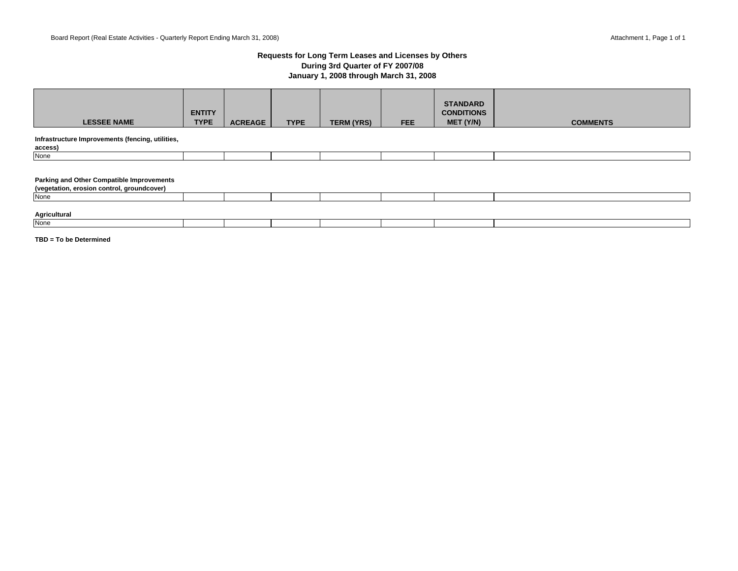### Requests for Long Term Leases and Licenses by Others
### During 3rd Quarter of FY 2007/08
### January 1, 2008 through March 31, 2008

| LESSEE NAME | ENTITY TYPE | ACREAGE | TYPE | TERM (YRS) | FEE | STANDARD CONDITIONS MET (Y/N) | COMMENTS |
|---|---|---|---|---|---|---|---|
| **Infrastructure Improvements (fencing, utilities, access)** | | | | | | | |
| None | | | | | | | |
| **Parking and Other Compatible Improvements (vegetation, erosion control, groundcover)** | | | | | | | |
| None | | | | | | | |
| **Agricultural** | | | | | | | |
| None | | | | | | | |

**TBD = To be Determined**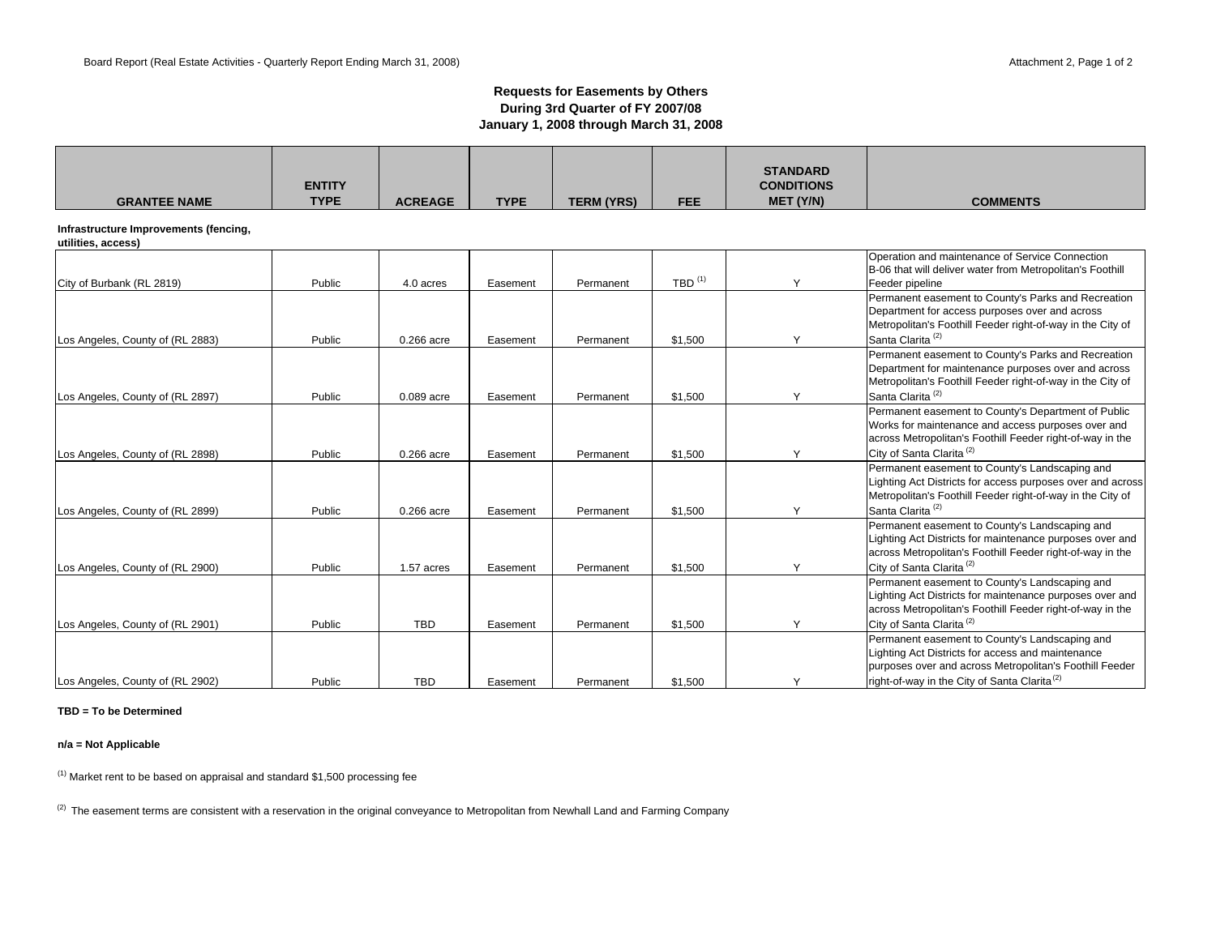## Requests for Easements by Others
## During 3rd Quarter of FY 2007/08
## January 1, 2008 through March 31, 2008

| GRANTEE NAME | ENTITY TYPE | ACREAGE | TYPE | TERM (YRS) | FEE | STANDARD CONDITIONS MET (Y/N) | COMMENTS |
|---|---|---|---|---|---|---|---|
| **Infrastructure Improvements (fencing, utilities, access)** | | | | | | | |
| City of Burbank (RL 2819) | Public | 4.0 acres | Easement | Permanent | TBD [1] | Y | Operation and maintenance of Service Connection B-06 that will deliver water from Metropolitan's Foothill Feeder pipeline |
| Los Angeles, County of (RL 2883) | Public | 0.266 acre | Easement | Permanent | $1,500 | Y | Permanent easement to County's Parks and Recreation Department for access purposes over and across Metropolitan's Foothill Feeder right-of-way in the City of Santa Clarita [2] |
| Los Angeles, County of (RL 2897) | Public | 0.089 acre | Easement | Permanent | $1,500 | Y | Permanent easement to County's Parks and Recreation Department for maintenance purposes over and across Metropolitan's Foothill Feeder right-of-way in the City of Santa Clarita [2] |
| Los Angeles, County of (RL 2898) | Public | 0.266 acre | Easement | Permanent | $1,500 | Y | Permanent easement to County's Department of Public Works for maintenance and access purposes over and across Metropolitan's Foothill Feeder right-of-way in the City of Santa Clarita [2] |
| Los Angeles, County of (RL 2899) | Public | 0.266 acre | Easement | Permanent | $1,500 | Y | Permanent easement to County's Landscaping and Lighting Act Districts for access purposes over and across Metropolitan's Foothill Feeder right-of-way in the City of Santa Clarita [2] |
| Los Angeles, County of (RL 2900) | Public | 1.57 acres | Easement | Permanent | $1,500 | Y | Permanent easement to County's Landscaping and Lighting Act Districts for maintenance purposes over and across Metropolitan's Foothill Feeder right-of-way in the City of Santa Clarita [2] |
| Los Angeles, County of (RL 2901) | Public | TBD | Easement | Permanent | $1,500 | Y | Permanent easement to County's Landscaping and Lighting Act Districts for maintenance purposes over and across Metropolitan's Foothill Feeder right-of-way in the City of Santa Clarita [2] |
| Los Angeles, County of (RL 2902) | Public | TBD | Easement | Permanent | $1,500 | Y | Permanent easement to County's Landscaping and Lighting Act Districts for access and maintenance purposes over and across Metropolitan's Foothill Feeder right-of-way in the City of Santa Clarita [2] |

**TBD = To be Determined**

**n/a = Not Applicable**

[1] Market rent to be based on appraisal and standard $1,500 processing fee

[2] The easement terms are consistent with a reservation in the original conveyance to Metropolitan from Newhall Land and Farming Company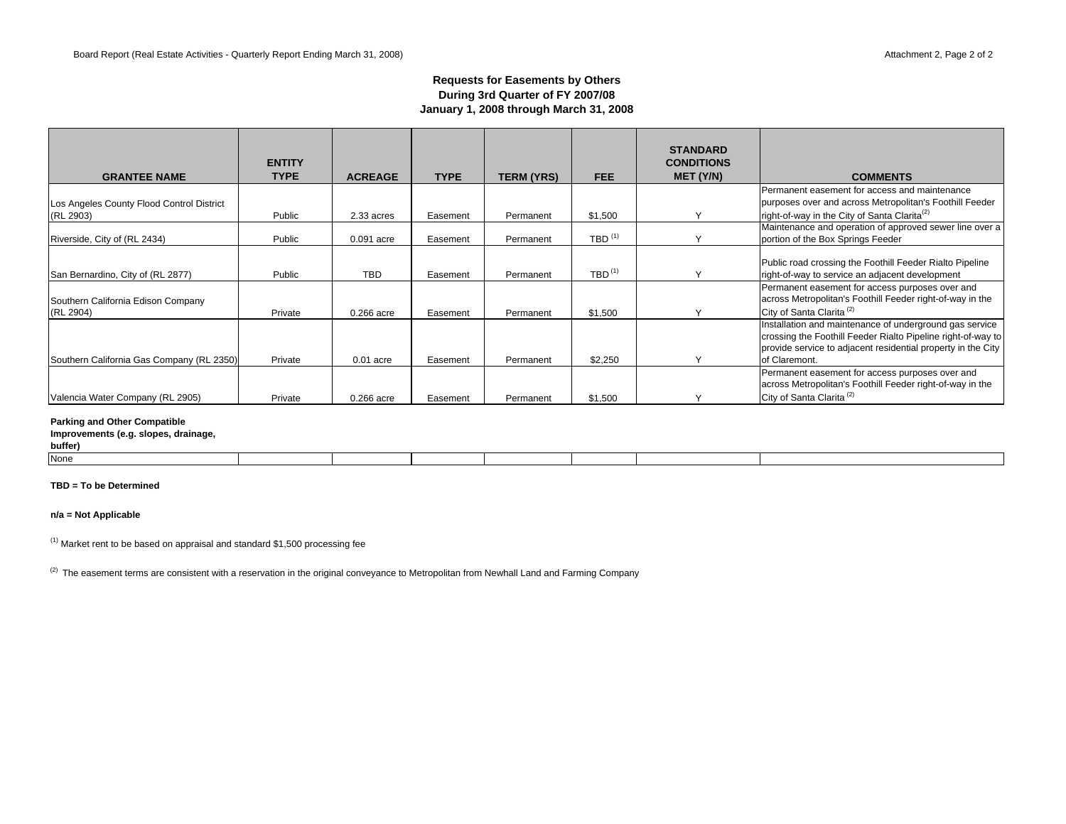### Requests for Easements by Others
### During 3rd Quarter of FY 2007/08
### January 1, 2008 through March 31, 2008

| GRANTEE NAME | ENTITY TYPE | ACREAGE | TYPE | TERM (YRS) | FEE | STANDARD CONDITIONS MET (Y/N) | COMMENTS |
|---|---|---|---|---|---|---|---|
| Los Angeles County Flood Control District (RL 2903) | Public | 2.33 acres | Easement | Permanent | $1,500 | Y | Permanent easement for access and maintenance purposes over and across Metropolitan's Foothill Feeder right-of-way in the City of Santa Clarita[2] |
| Riverside, City of (RL 2434) | Public | 0.091 acre | Easement | Permanent | TBD [1] | Y | Maintenance and operation of approved sewer line over a portion of the Box Springs Feeder |
| San Bernardino, City of (RL 2877) | Public | TBD | Easement | Permanent | TBD [1] | Y | Public road crossing the Foothill Feeder Rialto Pipeline right-of-way to service an adjacent development |
| Southern California Edison Company (RL 2904) | Private | 0.266 acre | Easement | Permanent | $1,500 | Y | Permanent easement for access purposes over and across Metropolitan's Foothill Feeder right-of-way in the City of Santa Clarita [2] |
| Southern California Gas Company (RL 2350) | Private | 0.01 acre | Easement | Permanent | $2,250 | Y | Installation and maintenance of underground gas service crossing the Foothill Feeder Rialto Pipeline right-of-way to provide service to adjacent residential property in the City of Claremont. |
| Valencia Water Company (RL 2905) | Private | 0.266 acre | Easement | Permanent | $1,500 | Y | Permanent easement for access purposes over and across Metropolitan's Foothill Feeder right-of-way in the City of Santa Clarita [2] |

**Parking and Other Compatible Improvements (e.g. slopes, drainage, buffer)**

| | | | | | | | |
|---|---|---|---|---|---|---|---|
| None | | | | | | | |

**TBD = To be Determined**

**n/a = Not Applicable**

[1] Market rent to be based on appraisal and standard $1,500 processing fee

[2] The easement terms are consistent with a reservation in the original conveyance to Metropolitan from Newhall Land and Farming Company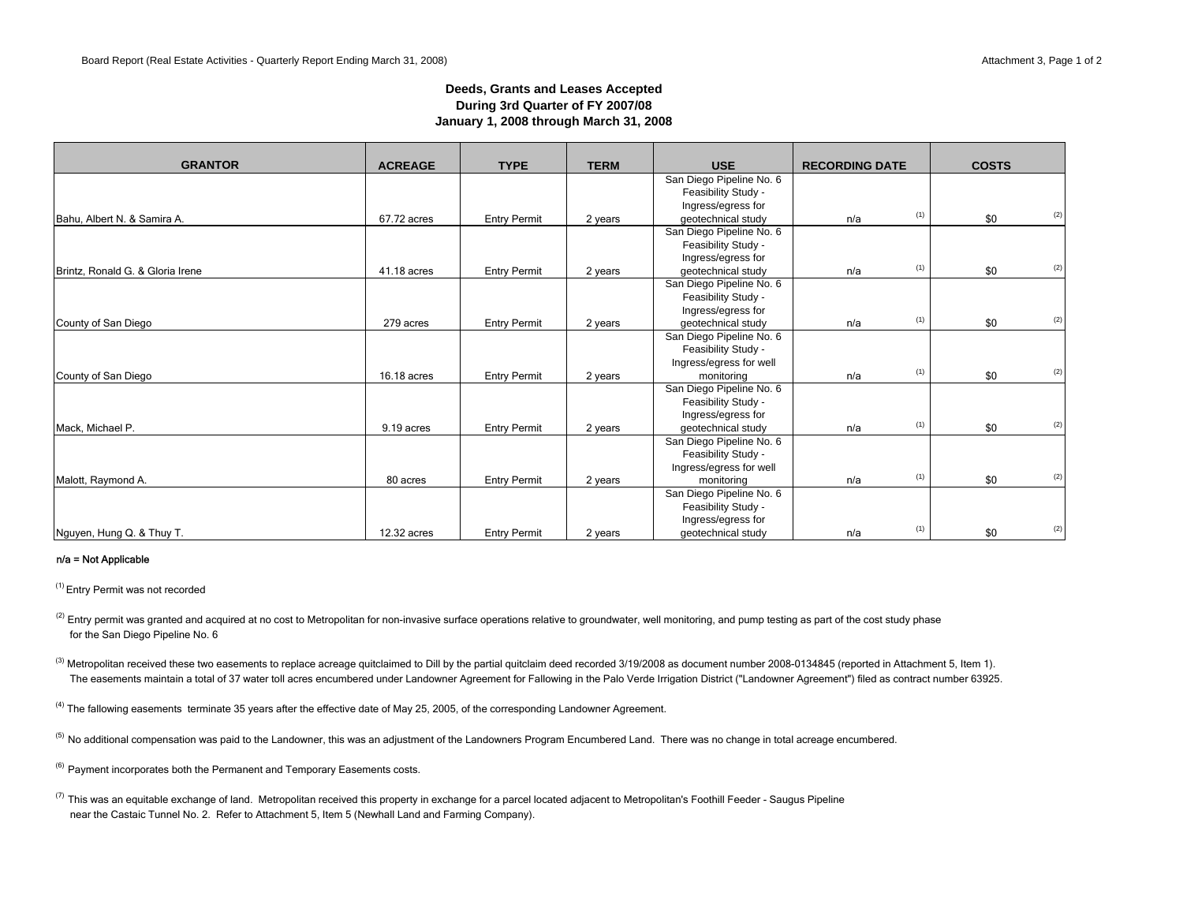### Deeds, Grants and Leases Accepted
### During 3rd Quarter of FY 2007/08
### January 1, 2008 through March 31, 2008

| GRANTOR | ACREAGE | TYPE | TERM | USE | RECORDING DATE | COSTS |
|---|---|---|---|---|---|---|
| Bahu, Albert N. & Samira A. | 67.72 acres | Entry Permit | 2 years | San Diego Pipeline No. 6 Feasibility Study - Ingress/egress for geotechnical study | n/a [1] | $0 [2] |
| Brintz, Ronald G. & Gloria Irene | 41.18 acres | Entry Permit | 2 years | San Diego Pipeline No. 6 Feasibility Study - Ingress/egress for geotechnical study | n/a [1] | $0 [2] |
| County of San Diego | 279 acres | Entry Permit | 2 years | San Diego Pipeline No. 6 Feasibility Study - Ingress/egress for geotechnical study | n/a [1] | $0 [2] |
| County of San Diego | 16.18 acres | Entry Permit | 2 years | San Diego Pipeline No. 6 Feasibility Study - Ingress/egress for well monitoring | n/a [1] | $0 [2] |
| Mack, Michael P. | 9.19 acres | Entry Permit | 2 years | San Diego Pipeline No. 6 Feasibility Study - Ingress/egress for geotechnical study | n/a [1] | $0 [2] |
| Malott, Raymond A. | 80 acres | Entry Permit | 2 years | San Diego Pipeline No. 6 Feasibility Study - Ingress/egress for well monitoring | n/a [1] | $0 [2] |
| Nguyen, Hung Q. & Thuy T. | 12.32 acres | Entry Permit | 2 years | San Diego Pipeline No. 6 Feasibility Study - Ingress/egress for geotechnical study | n/a [1] | $0 [2] |

n/a = Not Applicable

[1] Entry Permit was not recorded

[2] Entry permit was granted and acquired at no cost to Metropolitan for non-invasive surface operations relative to groundwater, well monitoring, and pump testing as part of the cost study phase for the San Diego Pipeline No. 6

[3] Metropolitan received these two easements to replace acreage quitclaimed to Dill by the partial quitclaim deed recorded 3/19/2008 as document number 2008-0134845 (reported in Attachment 5, Item 1). The easements maintain a total of 37 water toll acres encumbered under Landowner Agreement for Fallowing in the Palo Verde Irrigation District ("Landowner Agreement") filed as contract number 63925.

[4] The fallowing easements terminate 35 years after the effective date of May 25, 2005, of the corresponding Landowner Agreement.

[5] No additional compensation was paid to the Landowner, this was an adjustment of the Landowners Program Encumbered Land. There was no change in total acreage encumbered.

[6] Payment incorporates both the Permanent and Temporary Easements costs.

[7] This was an equitable exchange of land. Metropolitan received this property in exchange for a parcel located adjacent to Metropolitan's Foothill Feeder - Saugus Pipeline near the Castaic Tunnel No. 2. Refer to Attachment 5, Item 5 (Newhall Land and Farming Company).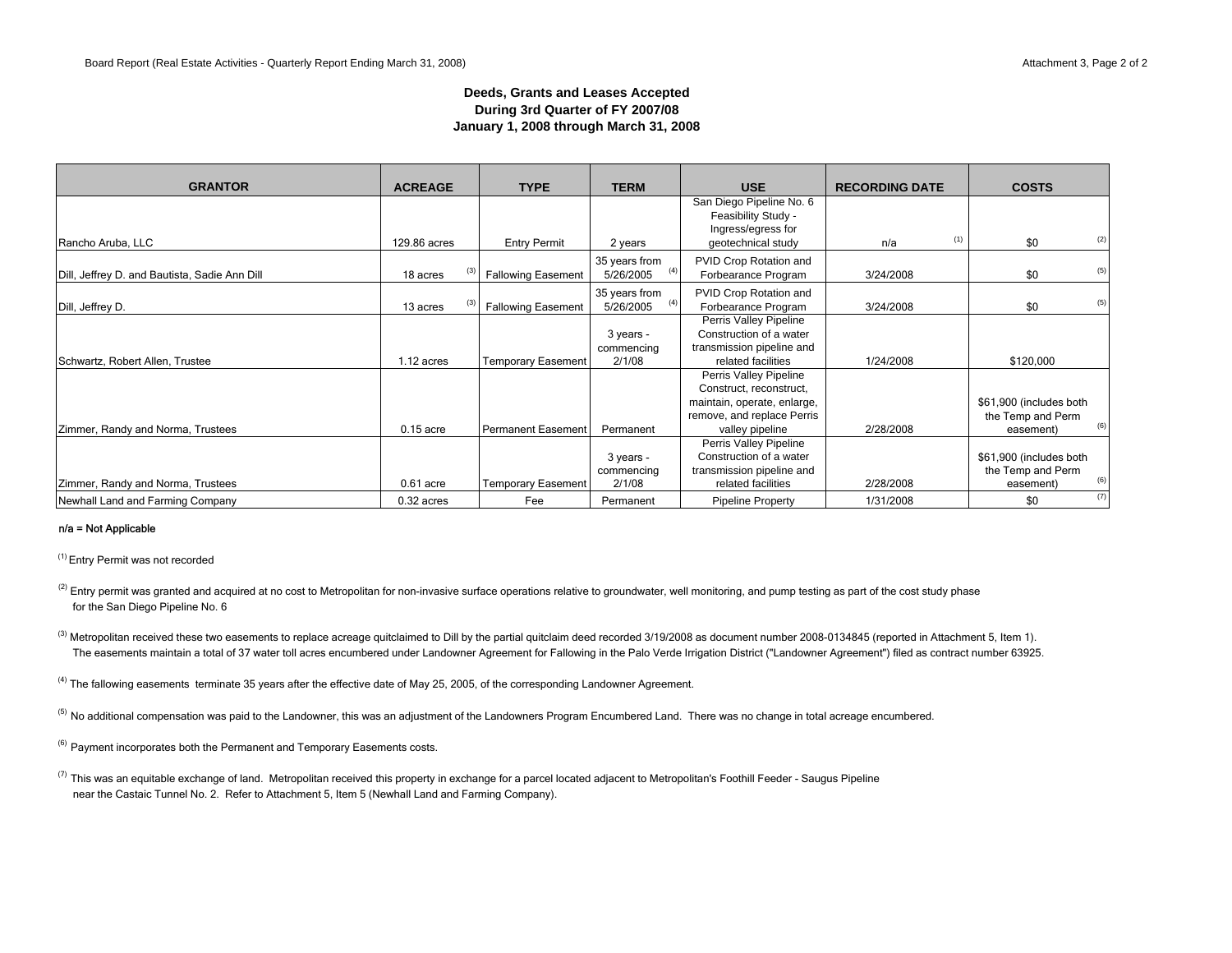## Deeds, Grants and Leases Accepted
## During 3rd Quarter of FY 2007/08
## January 1, 2008 through March 31, 2008

| GRANTOR | ACREAGE | TYPE | TERM | USE | RECORDING DATE | COSTS |
|---|---|---|---|---|---|---|
| Rancho Aruba, LLC | 129.86 acres | Entry Permit | 2 years | San Diego Pipeline No. 6 Feasibility Study - Ingress/egress for geotechnical study | n/a [1] | $0 [2] |
| Dill, Jeffrey D. and Bautista, Sadie Ann Dill | 18 acres [3] | Fallowing Easement | 35 years from 5/26/2005 [4] | PVID Crop Rotation and Forbearance Program | 3/24/2008 | $0 [5] |
| Dill, Jeffrey D. | 13 acres [3] | Fallowing Easement | 35 years from 5/26/2005 [4] | PVID Crop Rotation and Forbearance Program | 3/24/2008 | $0 [5] |
| Schwartz, Robert Allen, Trustee | 1.12 acres | Temporary Easement | 3 years - commencing 2/1/08 | Perris Valley Pipeline Construction of a water transmission pipeline and related facilities | 1/24/2008 | $120,000 |
| Zimmer, Randy and Norma, Trustees | 0.15 acre | Permanent Easement | Permanent | Perris Valley Pipeline Construct, reconstruct, maintain, operate, enlarge, remove, and replace Perris valley pipeline | 2/28/2008 | $61,900 (includes both the Temp and Perm easement) [6] |
| Zimmer, Randy and Norma, Trustees | 0.61 acre | Temporary Easement | 3 years - commencing 2/1/08 | Perris Valley Pipeline Construction of a water transmission pipeline and related facilities | 2/28/2008 | $61,900 (includes both the Temp and Perm easement) [6] |
| Newhall Land and Farming Company | 0.32 acres | Fee | Permanent | Pipeline Property | 1/31/2008 | $0 [7] |

n/a = Not Applicable

[1] Entry Permit was not recorded

[2] Entry permit was granted and acquired at no cost to Metropolitan for non-invasive surface operations relative to groundwater, well monitoring, and pump testing as part of the cost study phase for the San Diego Pipeline No. 6

[3] Metropolitan received these two easements to replace acreage quitclaimed to Dill by the partial quitclaim deed recorded 3/19/2008 as document number 2008-0134845 (reported in Attachment 5, Item 1). The easements maintain a total of 37 water toll acres encumbered under Landowner Agreement for Fallowing in the Palo Verde Irrigation District ("Landowner Agreement") filed as contract number 63925.

[4] The fallowing easements terminate 35 years after the effective date of May 25, 2005, of the corresponding Landowner Agreement.

[5] No additional compensation was paid to the Landowner, this was an adjustment of the Landowners Program Encumbered Land. There was no change in total acreage encumbered.

[6] Payment incorporates both the Permanent and Temporary Easements costs.

[7] This was an equitable exchange of land. Metropolitan received this property in exchange for a parcel located adjacent to Metropolitan's Foothill Feeder - Saugus Pipeline near the Castaic Tunnel No. 2. Refer to Attachment 5, Item 5 (Newhall Land and Farming Company).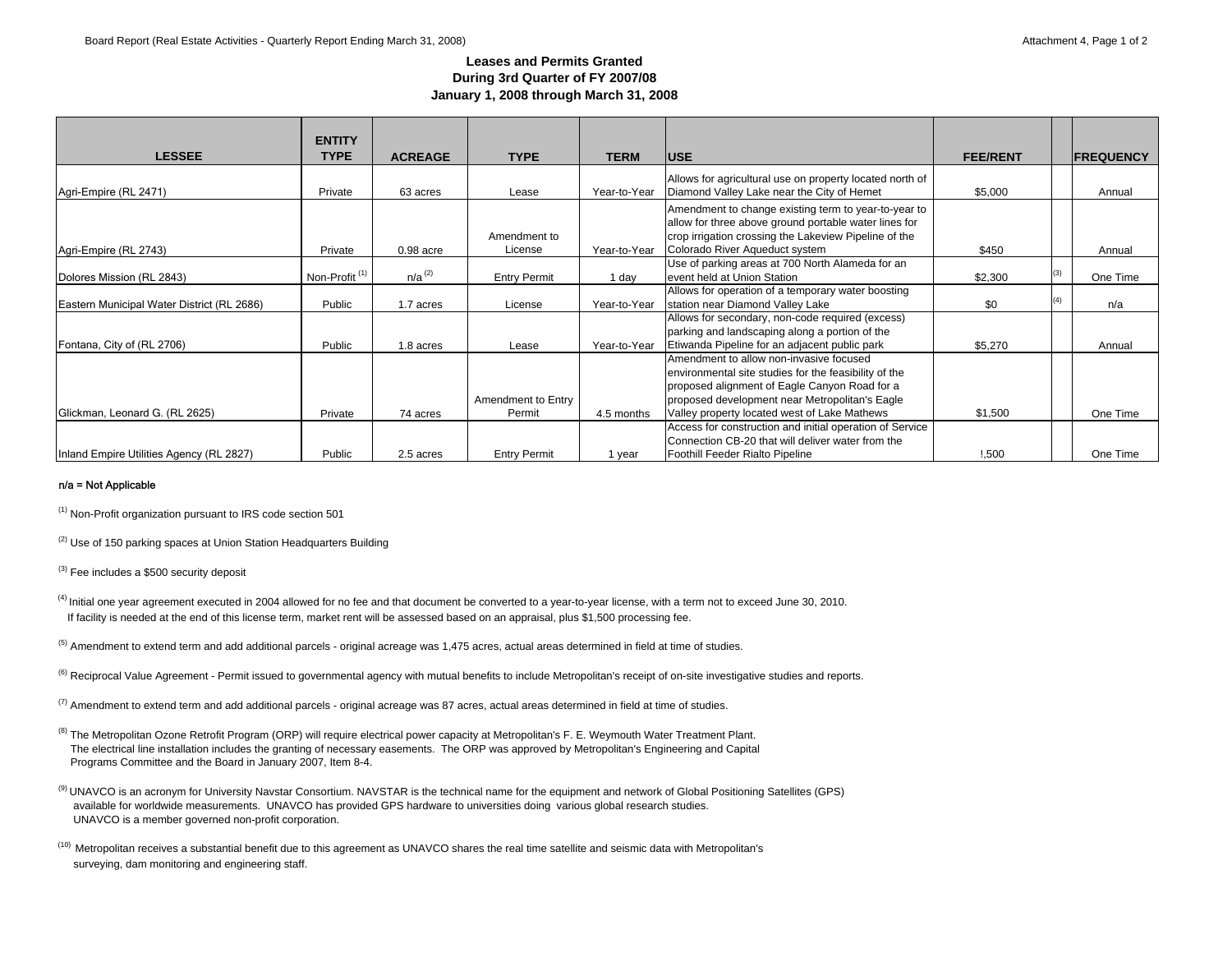### Leases and Permits Granted
### During 3rd Quarter of FY 2007/08
### January 1, 2008 through March 31, 2008

| LESSEE | ENTITY TYPE | ACREAGE | TYPE | TERM | USE | FEE/RENT | | FREQUENCY |
|---|---|---|---|---|---|---|---|---|
| Agri-Empire (RL 2471) | Private | 63 acres | Lease | Year-to-Year | Allows for agricultural use on property located north of Diamond Valley Lake near the City of Hemet | $5,000 | | Annual |
| Agri-Empire (RL 2743) | Private | 0.98 acre | Amendment to License | Year-to-Year | Amendment to change existing term to year-to-year to allow for three above ground portable water lines for crop irrigation crossing the Lakeview Pipeline of the Colorado River Aqueduct system | $450 | | Annual |
| Dolores Mission (RL 2843) | Non-Profit [1] | n/a [2] | Entry Permit | 1 day | Use of parking areas at 700 North Alameda for an event held at Union Station | $2,300 | [3] | One Time |
| Eastern Municipal Water District (RL 2686) | Public | 1.7 acres | License | Year-to-Year | Allows for operation of a temporary water boosting station near Diamond Valley Lake | $0 | [4] | n/a |
| Fontana, City of (RL 2706) | Public | 1.8 acres | Lease | Year-to-Year | Allows for secondary, non-code required (excess) parking and landscaping along a portion of the Etiwanda Pipeline for an adjacent public park | $5,270 | | Annual |
| Glickman, Leonard G. (RL 2625) | Private | 74 acres | Amendment to Entry Permit | 4.5 months | Amendment to allow non-invasive focused environmental site studies for the feasibility of the proposed alignment of Eagle Canyon Road for a proposed development near Metropolitan's Eagle Valley property located west of Lake Mathews | $1,500 | | One Time |
| Inland Empire Utilities Agency (RL 2827) | Public | 2.5 acres | Entry Permit | 1 year | Access for construction and initial operation of Service Connection CB-20 that will deliver water from the Foothill Feeder Rialto Pipeline | !,500 | | One Time |

n/a = Not Applicable

[1] Non-Profit organization pursuant to IRS code section 501

[2] Use of 150 parking spaces at Union Station Headquarters Building

[3] Fee includes a $500 security deposit

[4] Initial one year agreement executed in 2004 allowed for no fee and that document be converted to a year-to-year license, with a term not to exceed June 30, 2010. If facility is needed at the end of this license term, market rent will be assessed based on an appraisal, plus $1,500 processing fee.

[5] Amendment to extend term and add additional parcels - original acreage was 1,475 acres, actual areas determined in field at time of studies.

[6] Reciprocal Value Agreement - Permit issued to governmental agency with mutual benefits to include Metropolitan's receipt of on-site investigative studies and reports.

[7] Amendment to extend term and add additional parcels - original acreage was 87 acres, actual areas determined in field at time of studies.

[8] The Metropolitan Ozone Retrofit Program (ORP) will require electrical power capacity at Metropolitan's F. E. Weymouth Water Treatment Plant. The electrical line installation includes the granting of necessary easements. The ORP was approved by Metropolitan's Engineering and Capital Programs Committee and the Board in January 2007, Item 8-4.

[9] UNAVCO is an acronym for University Navstar Consortium. NAVSTAR is the technical name for the equipment and network of Global Positioning Satellites (GPS) available for worldwide measurements. UNAVCO has provided GPS hardware to universities doing various global research studies. UNAVCO is a member governed non-profit corporation.

[10] Metropolitan receives a substantial benefit due to this agreement as UNAVCO shares the real time satellite and seismic data with Metropolitan's surveying, dam monitoring and engineering staff.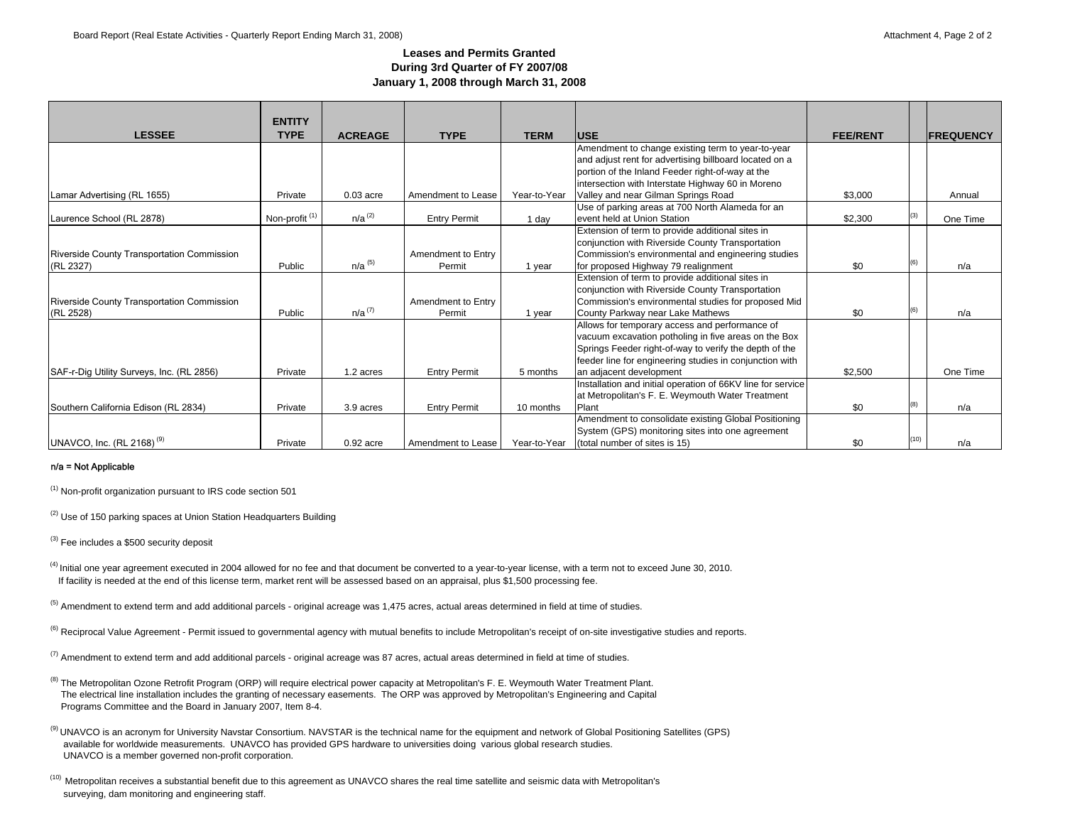**Leases and Permits Granted**
**During 3rd Quarter of FY 2007/08**
**January 1, 2008 through March 31, 2008**

| LESSEE | ENTITY TYPE | ACREAGE | TYPE | TERM | USE | FEE/RENT | | FREQUENCY |
|---|---|---|---|---|---|---|---|---|
| Lamar Advertising (RL 1655) | Private | 0.03 acre | Amendment to Lease | Year-to-Year | Amendment to change existing term to year-to-year and adjust rent for advertising billboard located on a portion of the Inland Feeder right-of-way at the intersection with Interstate Highway 60 in Moreno Valley and near Gilman Springs Road | $3,000 | | Annual |
| Laurence School (RL 2878) | Non-profit [1] | n/a [2] | Entry Permit | 1 day | Use of parking areas at 700 North Alameda for an event held at Union Station | $2,300 | [3] | One Time |
| Riverside County Transportation Commission (RL 2327) | Public | n/a [5] | Amendment to Entry Permit | 1 year | Extension of term to provide additional sites in conjunction with Riverside County Transportation Commission's environmental and engineering studies for proposed Highway 79 realignment | $0 | [6] | n/a |
| Riverside County Transportation Commission (RL 2528) | Public | n/a [7] | Amendment to Entry Permit | 1 year | Extension of term to provide additional sites in conjunction with Riverside County Transportation Commission's environmental studies for proposed Mid County Parkway near Lake Mathews | $0 | [6] | n/a |
| SAF-r-Dig Utility Surveys, Inc. (RL 2856) | Private | 1.2 acres | Entry Permit | 5 months | Allows for temporary access and performance of vacuum excavation potholing in five areas on the Box Springs Feeder right-of-way to verify the depth of the feeder line for engineering studies in conjunction with an adjacent development | $2,500 | | One Time |
| Southern California Edison (RL 2834) | Private | 3.9 acres | Entry Permit | 10 months | Installation and initial operation of 66KV line for service at Metropolitan's F. E. Weymouth Water Treatment Plant | $0 | [8] | n/a |
| UNAVCO, Inc. (RL 2168) [9] | Private | 0.92 acre | Amendment to Lease | Year-to-Year | Amendment to consolidate existing Global Positioning System (GPS) monitoring sites into one agreement (total number of sites is 15) | $0 | [10] | n/a |

n/a = Not Applicable

[1] Non-profit organization pursuant to IRS code section 501

[2] Use of 150 parking spaces at Union Station Headquarters Building

[3] Fee includes a $500 security deposit

[4] Initial one year agreement executed in 2004 allowed for no fee and that document be converted to a year-to-year license, with a term not to exceed June 30, 2010.
If facility is needed at the end of this license term, market rent will be assessed based on an appraisal, plus $1,500 processing fee.

[5] Amendment to extend term and add additional parcels - original acreage was 1,475 acres, actual areas determined in field at time of studies.

[6] Reciprocal Value Agreement - Permit issued to governmental agency with mutual benefits to include Metropolitan's receipt of on-site investigative studies and reports.

[7] Amendment to extend term and add additional parcels - original acreage was 87 acres, actual areas determined in field at time of studies.

[8] The Metropolitan Ozone Retrofit Program (ORP) will require electrical power capacity at Metropolitan's F. E. Weymouth Water Treatment Plant.
The electrical line installation includes the granting of necessary easements. The ORP was approved by Metropolitan's Engineering and Capital Programs Committee and the Board in January 2007, Item 8-4.

[9] UNAVCO is an acronym for University Navstar Consortium. NAVSTAR is the technical name for the equipment and network of Global Positioning Satellites (GPS) available for worldwide measurements. UNAVCO has provided GPS hardware to universities doing various global research studies.
UNAVCO is a member governed non-profit corporation.

[10] Metropolitan receives a substantial benefit due to this agreement as UNAVCO shares the real time satellite and seismic data with Metropolitan's surveying, dam monitoring and engineering staff.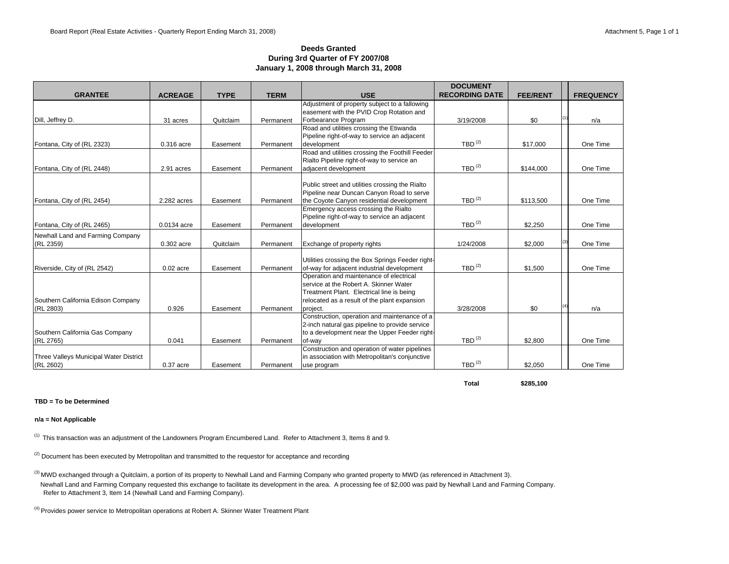# Deeds Granted
## During 3rd Quarter of FY 2007/08
## January 1, 2008 through March 31, 2008

| GRANTEE | ACREAGE | TYPE | TERM | USE | DOCUMENT RECORDING DATE | FEE/RENT | | FREQUENCY |
|---|---|---|---|---|---|---|---|---|
| Dill, Jeffrey D. | 31 acres | Quitclaim | Permanent | Adjustment of property subject to a fallowing easement with the PVID Crop Rotation and Forbearance Program | 3/19/2008 | $0 | (1) | n/a |
| Fontana, City of (RL 2323) | 0.316 acre | Easement | Permanent | Road and utilities crossing the Etiwanda Pipeline right-of-way to service an adjacent development | TBD (2) | $17,000 | | One Time |
| Fontana, City of (RL 2448) | 2.91 acres | Easement | Permanent | Road and utilities crossing the Foothill Feeder Rialto Pipeline right-of-way to service an adjacent development | TBD (2) | $144,000 | | One Time |
| Fontana, City of (RL 2454) | 2.282 acres | Easement | Permanent | Public street and utilities crossing the Rialto Pipeline near Duncan Canyon Road to serve the Coyote Canyon residential development | TBD (2) | $113,500 | | One Time |
| Fontana, City of (RL 2465) | 0.0134 acre | Easement | Permanent | Emergency access crossing the Rialto Pipeline right-of-way to service an adjacent development | TBD (2) | $2,250 | | One Time |
| Newhall Land and Farming Company (RL 2359) | 0.302 acre | Quitclaim | Permanent | Exchange of property rights | 1/24/2008 | $2,000 | (3) | One Time |
| Riverside, City of (RL 2542) | 0.02 acre | Easement | Permanent | Utilities crossing the Box Springs Feeder right-of-way for adjacent industrial development | TBD (2) | $1,500 | | One Time |
| Southern California Edison Company (RL 2803) | 0.926 | Easement | Permanent | Operation and maintenance of electrical service at the Robert A. Skinner Water Treatment Plant. Electrical line is being relocated as a result of the plant expansion project. | 3/28/2008 | $0 | (4) | n/a |
| Southern California Gas Company (RL 2765) | 0.041 | Easement | Permanent | Construction, operation and maintenance of a 2-inch natural gas pipeline to provide service to a development near the Upper Feeder right-of-way | TBD (2) | $2,800 | | One Time |
| Three Valleys Municipal Water District (RL 2602) | 0.37 acre | Easement | Permanent | Construction and operation of water pipelines in association with Metropolitan's conjunctive use program | TBD (2) | $2,050 | | One Time |
| | | | | | **Total** | **$285,100** | | |

**TBD = To be Determined**

**n/a = Not Applicable**

(1) This transaction was an adjustment of the Landowners Program Encumbered Land. Refer to Attachment 3, Items 8 and 9.

(2) Document has been executed by Metropolitan and transmitted to the requestor for acceptance and recording

(3) MWD exchanged through a Quitclaim, a portion of its property to Newhall Land and Farming Company who granted property to MWD (as referenced in Attachment 3). Newhall Land and Farming Company requested this exchange to facilitate its development in the area. A processing fee of $2,000 was paid by Newhall Land and Farming Company. Refer to Attachment 3, Item 14 (Newhall Land and Farming Company).

(4) Provides power service to Metropolitan operations at Robert A. Skinner Water Treatment Plant